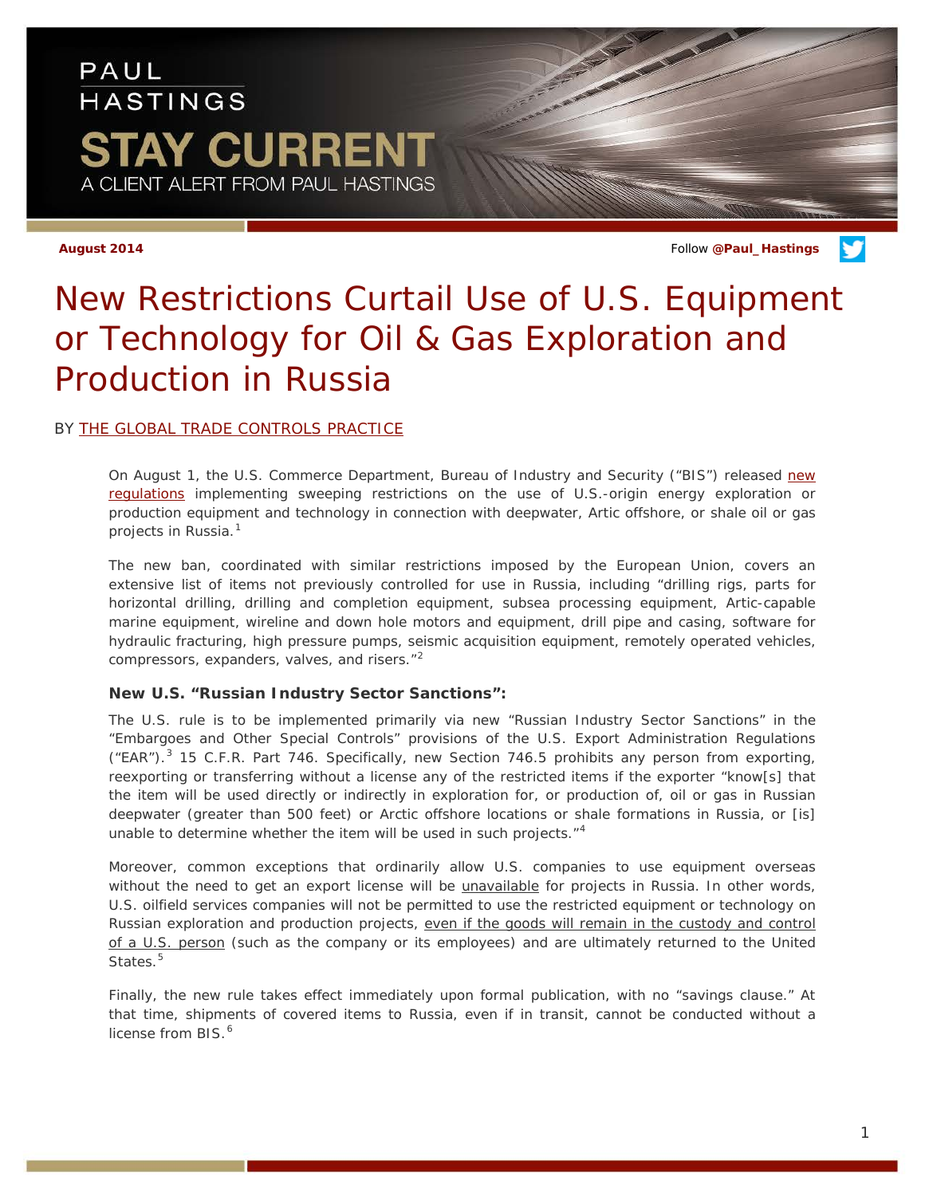PAUL HASTINGS

STAY CURRENT

A CLIENT ALERT FROM PAUL HASTINGS

August 2014

Follow @Paul_Hastings

# New Restrictions Curtail Use of U.S. Equipment or Technology for Oil & Gas Exploration and Production in Russia

BY THE GLOBAL TRADE CONTROLS PRACTICE

On August 1, the U.S. Commerce Department, Bureau of Industry and Security ("BIS") released new regulations implementing sweeping restrictions on the use of U.S.-origin energy exploration or production equipment and technology in connection with deepwater, Artic offshore, or shale oil or gas projects in Russia.[1]

The new ban, coordinated with similar restrictions imposed by the European Union, covers an extensive list of items not previously controlled for use in Russia, including "drilling rigs, parts for horizontal drilling, drilling and completion equipment, subsea processing equipment, Artic-capable marine equipment, wireline and down hole motors and equipment, drill pipe and casing, software for hydraulic fracturing, high pressure pumps, seismic acquisition equipment, remotely operated vehicles, compressors, expanders, valves, and risers."[2]

### New U.S. "Russian Industry Sector Sanctions":

The U.S. rule is to be implemented primarily via new "Russian Industry Sector Sanctions" in the "Embargoes and Other Special Controls" provisions of the U.S. Export Administration Regulations ("EAR").[3] 15 C.F.R. Part 746. Specifically, new Section 746.5 prohibits any person from exporting, reexporting or transferring without a license any of the restricted items if the exporter "know[s] that the item will be used directly or indirectly in exploration for, or production of, oil or gas in Russian deepwater (greater than 500 feet) or Arctic offshore locations or shale formations in Russia, or [is] unable to determine whether the item will be used in such projects."[4]

Moreover, common exceptions that ordinarily allow U.S. companies to use equipment overseas without the need to get an export license will be unavailable for projects in Russia. In other words, U.S. oilfield services companies will not be permitted to use the restricted equipment or technology on Russian exploration and production projects, even if the goods will remain in the custody and control of a U.S. person (such as the company or its employees) and are ultimately returned to the United States.[5]

Finally, the new rule takes effect immediately upon formal publication, with no "savings clause." At that time, shipments of covered items to Russia, even if in transit, cannot be conducted without a license from BIS.[6]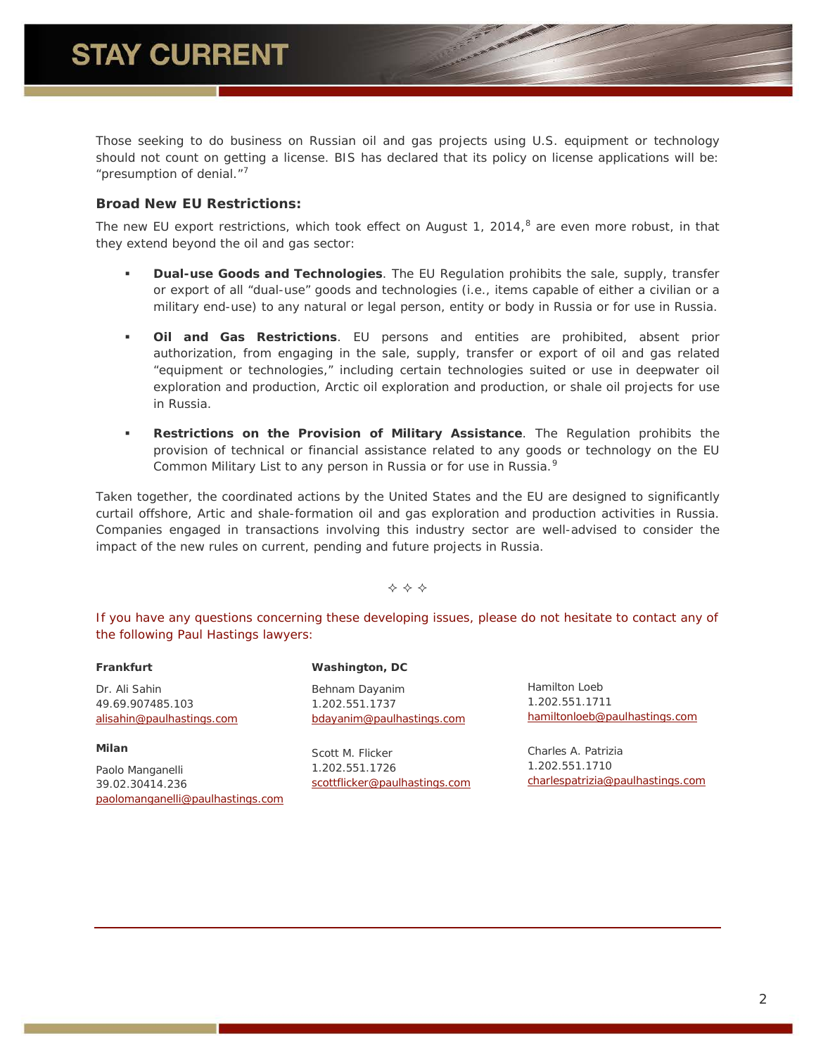Those seeking to do business on Russian oil and gas projects using U.S. equipment or technology should not count on getting a license. BIS has declared that its policy on license applications will be: "presumption of denial."[7]

**Broad New EU Restrictions:**

The new EU export restrictions, which took effect on August 1, 2014,[8] are even more robust, in that they extend beyond the oil and gas sector:

- **Dual-use Goods and Technologies**. The EU Regulation prohibits the sale, supply, transfer or export of all "dual-use" goods and technologies (i.e., items capable of either a civilian or a military end-use) to any natural or legal person, entity or body in Russia or for use in Russia.

- **Oil and Gas Restrictions**. EU persons and entities are prohibited, absent prior authorization, from engaging in the sale, supply, transfer or export of oil and gas related "equipment or technologies," including certain technologies suited or use in deepwater oil exploration and production, Arctic oil exploration and production, or shale oil projects for use in Russia.

- **Restrictions on the Provision of Military Assistance**. The Regulation prohibits the provision of technical or financial assistance related to any goods or technology on the EU Common Military List to any person in Russia or for use in Russia.[9]

Taken together, the coordinated actions by the United States and the EU are designed to significantly curtail offshore, Artic and shale-formation oil and gas exploration and production activities in Russia. Companies engaged in transactions involving this industry sector are well-advised to consider the impact of the new rules on current, pending and future projects in Russia.

✧ ✧ ✧

If you have any questions concerning these developing issues, please do not hesitate to contact any of the following Paul Hastings lawyers:

**Frankfurt**

Dr. Ali Sahin
49.69.907485.103
alisahin@paulhastings.com

**Milan**

Paolo Manganelli
39.02.30414.236
paolomanganelli@paulhastings.com

**Washington, DC**

Behnam Dayanim
1.202.551.1737
bdayanim@paulhastings.com

Scott M. Flicker
1.202.551.1726
scottflicker@paulhastings.com

Hamilton Loeb
1.202.551.1711
hamiltonloeb@paulhastings.com

Charles A. Patrizia
1.202.551.1710
charlespatrizia@paulhastings.com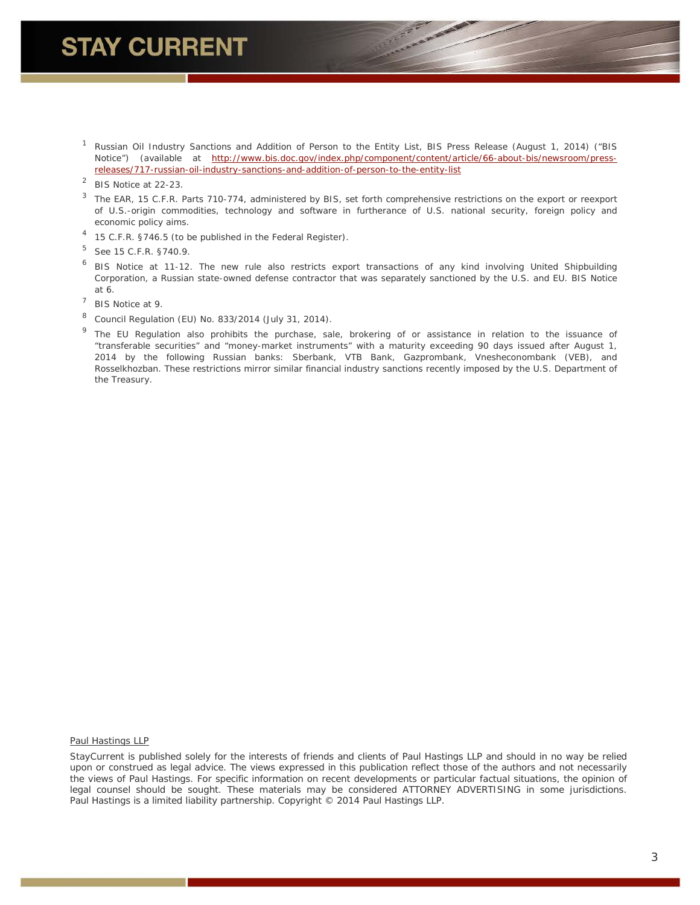[1] Russian Oil Industry Sanctions and Addition of Person to the Entity List, BIS Press Release (August 1, 2014) ("BIS Notice") (available at http://www.bis.doc.gov/index.php/component/content/article/66-about-bis/newsroom/press-releases/717-russian-oil-industry-sanctions-and-addition-of-person-to-the-entity-list

[2] BIS Notice at 22-23.

[3] The EAR, 15 C.F.R. Parts 710-774, administered by BIS, set forth comprehensive restrictions on the export or reexport of U.S.-origin commodities, technology and software in furtherance of U.S. national security, foreign policy and economic policy aims.

[4] 15 C.F.R. §746.5 (to be published in the Federal Register).

[5] See 15 C.F.R. §740.9.

[6] BIS Notice at 11-12. The new rule also restricts export transactions of any kind involving United Shipbuilding Corporation, a Russian state-owned defense contractor that was separately sanctioned by the U.S. and EU. BIS Notice at 6.

[7] BIS Notice at 9.

[8] Council Regulation (EU) No. 833/2014 (July 31, 2014).

[9] The EU Regulation also prohibits the purchase, sale, brokering of or assistance in relation to the issuance of "transferable securities" and "money-market instruments" with a maturity exceeding 90 days issued after August 1, 2014 by the following Russian banks: Sberbank, VTB Bank, Gazprombank, Vnesheconombank (VEB), and Rosselkhozban. These restrictions mirror similar financial industry sanctions recently imposed by the U.S. Department of the Treasury.

Paul Hastings LLP

StayCurrent is published solely for the interests of friends and clients of Paul Hastings LLP and should in no way be relied upon or construed as legal advice. The views expressed in this publication reflect those of the authors and not necessarily the views of Paul Hastings. For specific information on recent developments or particular factual situations, the opinion of legal counsel should be sought. These materials may be considered ATTORNEY ADVERTISING in some jurisdictions. Paul Hastings is a limited liability partnership. Copyright © 2014 Paul Hastings LLP.